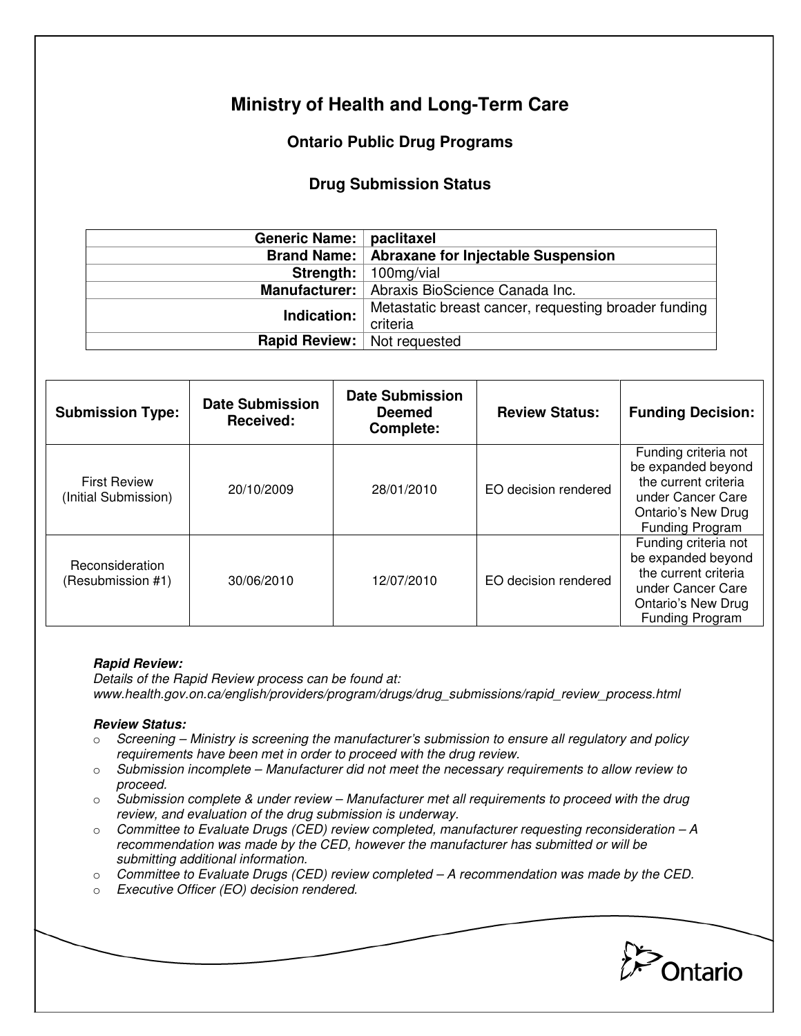# Ministry of Health and Long-Term Care

## Ontario Public Drug Programs

### Drug Submission Status

| | |
|---:|---|
| **Generic Name:** | **paclitaxel** |
| **Brand Name:** | **Abraxane for Injectable Suspension** |
| **Strength:** | 100mg/vial |
| **Manufacturer:** | Abraxis BioScience Canada Inc. |
| **Indication:** | Metastatic breast cancer, requesting broader funding criteria |
| **Rapid Review:** | Not requested |

| Submission Type: | Date Submission Received: | Date Submission Deemed Complete: | Review Status: | Funding Decision: |
|---|---|---|---|---|
| First Review (Initial Submission) | 20/10/2009 | 28/01/2010 | EO decision rendered | Funding criteria not be expanded beyond the current criteria under Cancer Care Ontario's New Drug Funding Program |
| Reconsideration (Resubmission #1) | 30/06/2010 | 12/07/2010 | EO decision rendered | Funding criteria not be expanded beyond the current criteria under Cancer Care Ontario's New Drug Funding Program |

***Rapid Review:***

*Details of the Rapid Review process can be found at:*
*www.health.gov.on.ca/english/providers/program/drugs/drug_submissions/rapid_review_process.html*

***Review Status:***

- *Screening – Ministry is screening the manufacturer's submission to ensure all regulatory and policy requirements have been met in order to proceed with the drug review.*
- *Submission incomplete – Manufacturer did not meet the necessary requirements to allow review to proceed.*
- *Submission complete & under review – Manufacturer met all requirements to proceed with the drug review, and evaluation of the drug submission is underway.*
- *Committee to Evaluate Drugs (CED) review completed, manufacturer requesting reconsideration – A recommendation was made by the CED, however the manufacturer has submitted or will be submitting additional information.*
- *Committee to Evaluate Drugs (CED) review completed – A recommendation was made by the CED.*
- *Executive Officer (EO) decision rendered.*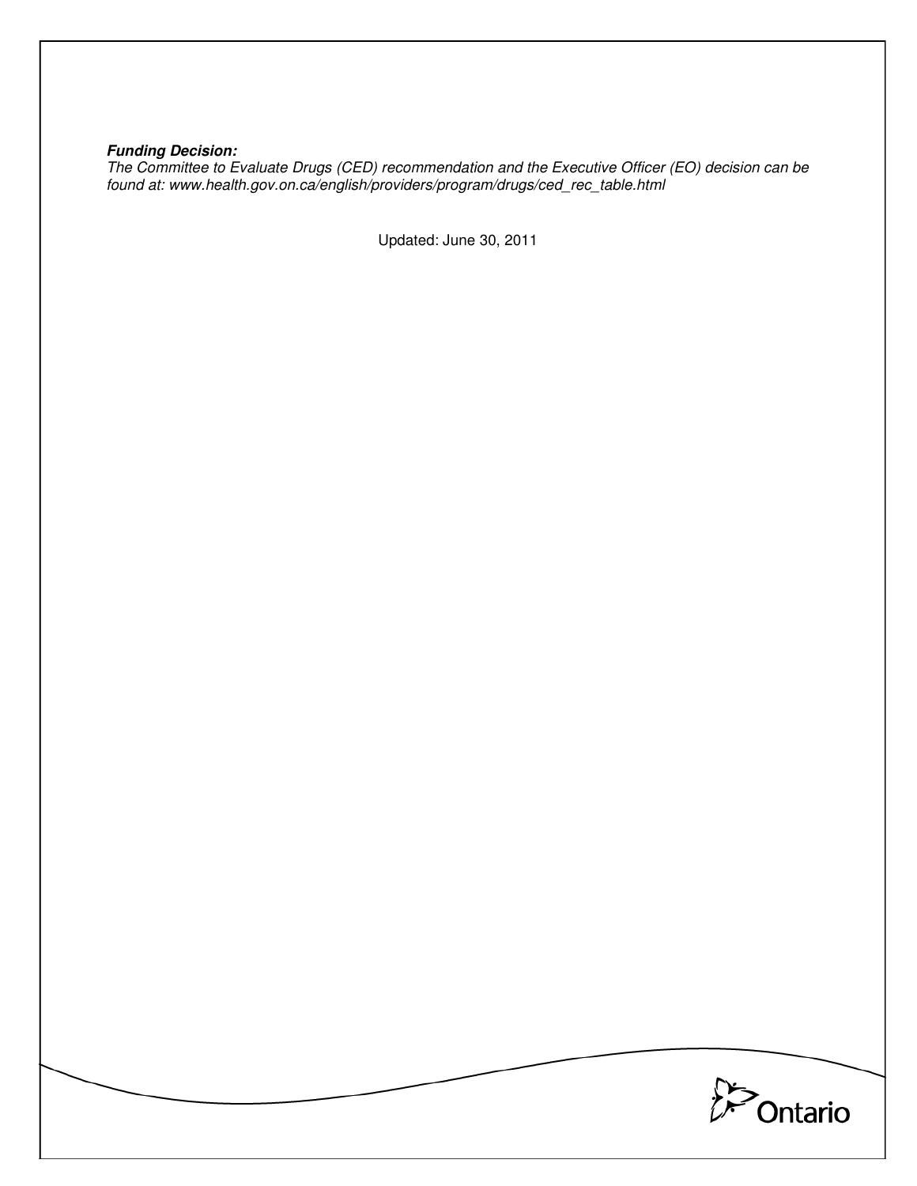***Funding Decision:***
*The Committee to Evaluate Drugs (CED) recommendation and the Executive Officer (EO) decision can be found at: www.health.gov.on.ca/english/providers/program/drugs/ced_rec_table.html*

Updated: June 30, 2011